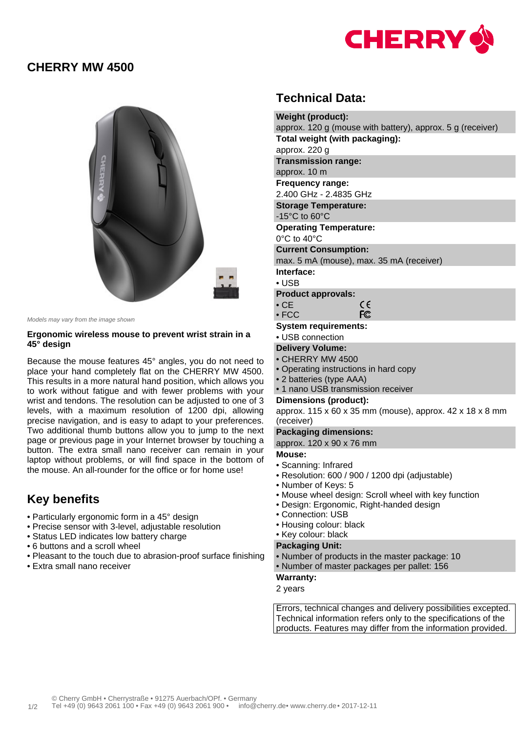# CHERRY MW 4500

*Models may vary from the image shown*

**Ergonomic wireless mouse to prevent wrist strain in a 45° design**

Because the mouse features 45° angles, you do not need to place your hand completely flat on the CHERRY MW 4500. This results in a more natural hand position, which allows you to work without fatigue and with fewer problems with your wrist and tendons. The resolution can be adjusted to one of 3 levels, with a maximum resolution of 1200 dpi, allowing precise navigation, and is easy to adapt to your preferences. Two additional thumb buttons allow you to jump to the next page or previous page in your Internet browser by touching a button. The extra small nano receiver can remain in your laptop without problems, or will find space in the bottom of the mouse. An all-rounder for the office or for home use!

## Key benefits

- Particularly ergonomic form in a 45° design
- Precise sensor with 3-level, adjustable resolution
- Status LED indicates low battery charge
- 6 buttons and a scroll wheel
- Pleasant to the touch due to abrasion-proof surface finishing
- Extra small nano receiver

## Technical Data:

**Weight (product):**
approx. 120 g (mouse with battery), approx. 5 g (receiver)

**Total weight (with packaging):**
approx. 220 g

**Transmission range:**
approx. 10 m

**Frequency range:**
2.400 GHz - 2.4835 GHz

**Storage Temperature:**
-15°C to 60°C

**Operating Temperature:**
0°C to 40°C

**Current Consumption:**
max. 5 mA (mouse), max. 35 mA (receiver)

**Interface:**
- USB

**Product approvals:**
- CE
- FCC

**System requirements:**
- USB connection

**Delivery Volume:**
- CHERRY MW 4500
- Operating instructions in hard copy
- 2 batteries (type AAA)
- 1 nano USB transmission receiver

**Dimensions (product):**
approx. 115 x 60 x 35 mm (mouse), approx. 42 x 18 x 8 mm (receiver)

**Packaging dimensions:**
approx. 120 x 90 x 76 mm

**Mouse:**
- Scanning: Infrared
- Resolution: 600 / 900 / 1200 dpi (adjustable)
- Number of Keys: 5
- Mouse wheel design: Scroll wheel with key function
- Design: Ergonomic, Right-handed design
- Connection: USB
- Housing colour: black
- Key colour: black

**Packaging Unit:**
- Number of products in the master package: 10
- Number of master packages per pallet: 156

**Warranty:**
2 years

Errors, technical changes and delivery possibilities excepted. Technical information refers only to the specifications of the products. Features may differ from the information provided.

© Cherry GmbH • Cherrystraße • 91275 Auerbach/OPf. • Germany
Tel +49 (0) 9643 2061 100 • Fax +49 (0) 9643 2061 900 • info@cherry.de • www.cherry.de • 2017-12-11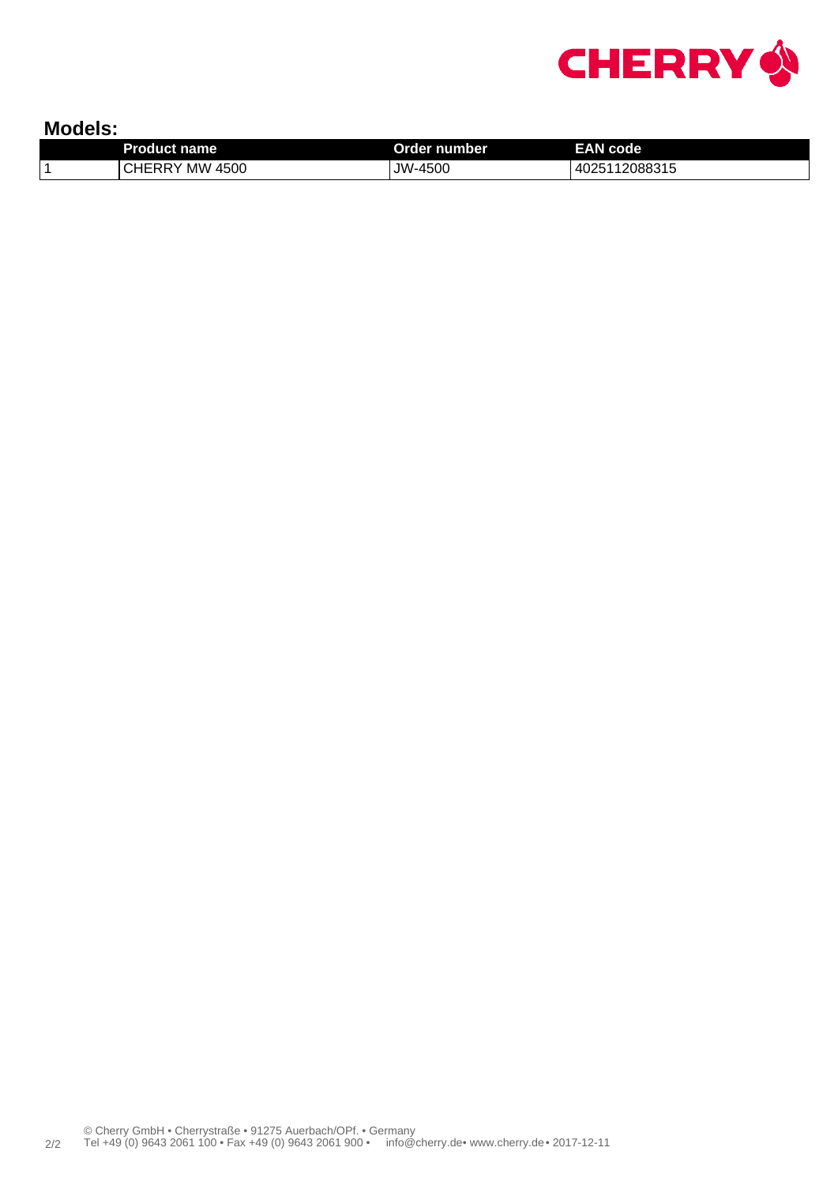## Models:

| | Product name | Order number | EAN code |
|---|---|---|---|
| 1 | CHERRY MW 4500 | JW-4500 | 4025112088315 |

© Cherry GmbH • Cherrystraße • 91275 Auerbach/OPf. • Germany
Tel +49 (0) 9643 2061 100 • Fax +49 (0) 9643 2061 900 • info@cherry.de• www.cherry.de• 2017-12-11